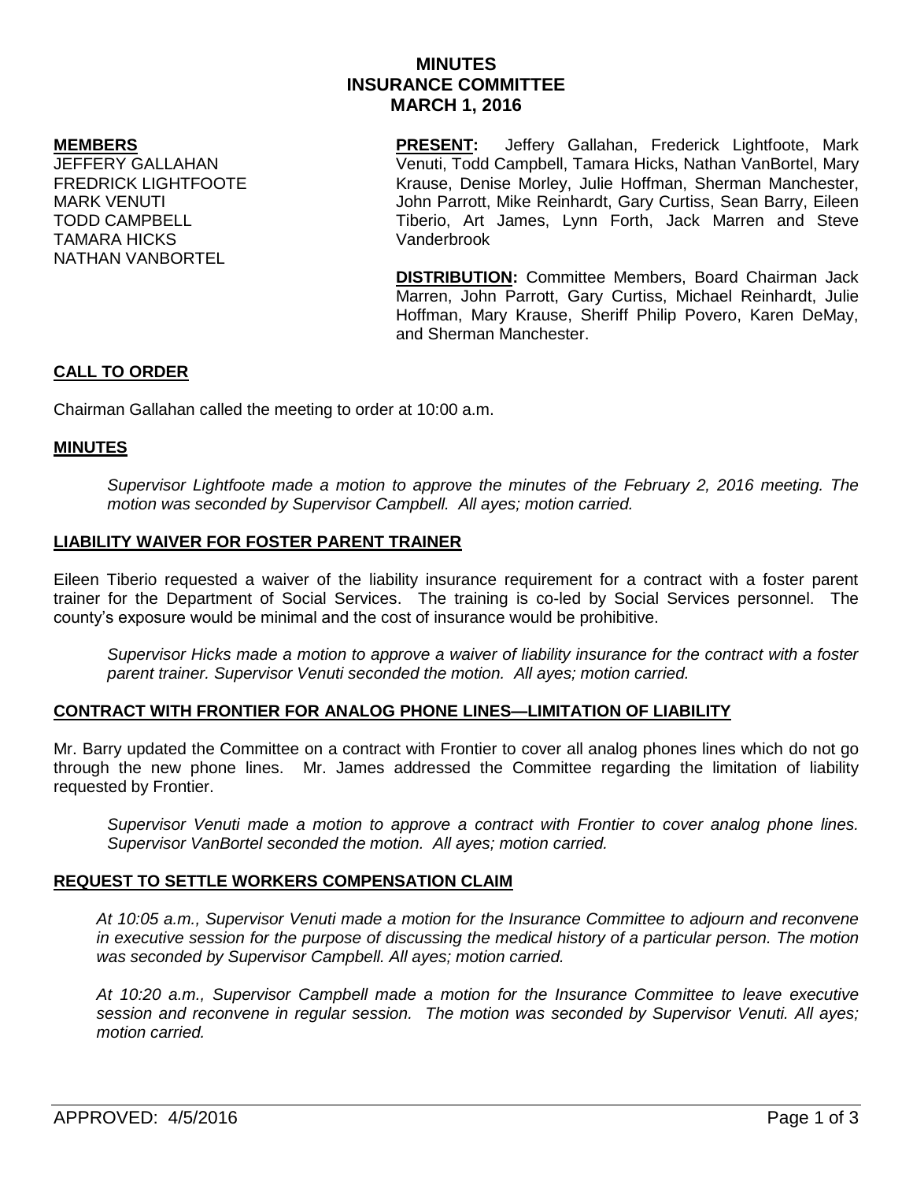# MINUTES
# INSURANCE COMMITTEE
# MARCH 1, 2016

**MEMBERS**

JEFFERY GALLAHAN
FREDRICK LIGHTFOOTE
MARK VENUTI
TODD CAMPBELL
TAMARA HICKS
NATHAN VANBORTEL

**PRESENT:** Jeffery Gallahan, Frederick Lightfoote, Mark Venuti, Todd Campbell, Tamara Hicks, Nathan VanBortel, Mary Krause, Denise Morley, Julie Hoffman, Sherman Manchester, John Parrott, Mike Reinhardt, Gary Curtiss, Sean Barry, Eileen Tiberio, Art James, Lynn Forth, Jack Marren and Steve Vanderbrook

**DISTRIBUTION:** Committee Members, Board Chairman Jack Marren, John Parrott, Gary Curtiss, Michael Reinhardt, Julie Hoffman, Mary Krause, Sheriff Philip Povero, Karen DeMay, and Sherman Manchester.

## CALL TO ORDER

Chairman Gallahan called the meeting to order at 10:00 a.m.

## MINUTES

*Supervisor Lightfoote made a motion to approve the minutes of the February 2, 2016 meeting. The motion was seconded by Supervisor Campbell. All ayes; motion carried.*

## LIABILITY WAIVER FOR FOSTER PARENT TRAINER

Eileen Tiberio requested a waiver of the liability insurance requirement for a contract with a foster parent trainer for the Department of Social Services. The training is co-led by Social Services personnel. The county's exposure would be minimal and the cost of insurance would be prohibitive.

*Supervisor Hicks made a motion to approve a waiver of liability insurance for the contract with a foster parent trainer. Supervisor Venuti seconded the motion. All ayes; motion carried.*

## CONTRACT WITH FRONTIER FOR ANALOG PHONE LINES—LIMITATION OF LIABILITY

Mr. Barry updated the Committee on a contract with Frontier to cover all analog phones lines which do not go through the new phone lines. Mr. James addressed the Committee regarding the limitation of liability requested by Frontier.

*Supervisor Venuti made a motion to approve a contract with Frontier to cover analog phone lines. Supervisor VanBortel seconded the motion. All ayes; motion carried.*

## REQUEST TO SETTLE WORKERS COMPENSATION CLAIM

*At 10:05 a.m., Supervisor Venuti made a motion for the Insurance Committee to adjourn and reconvene in executive session for the purpose of discussing the medical history of a particular person. The motion was seconded by Supervisor Campbell. All ayes; motion carried.*

*At 10:20 a.m., Supervisor Campbell made a motion for the Insurance Committee to leave executive session and reconvene in regular session. The motion was seconded by Supervisor Venuti. All ayes; motion carried.*

APPROVED: 4/5/2016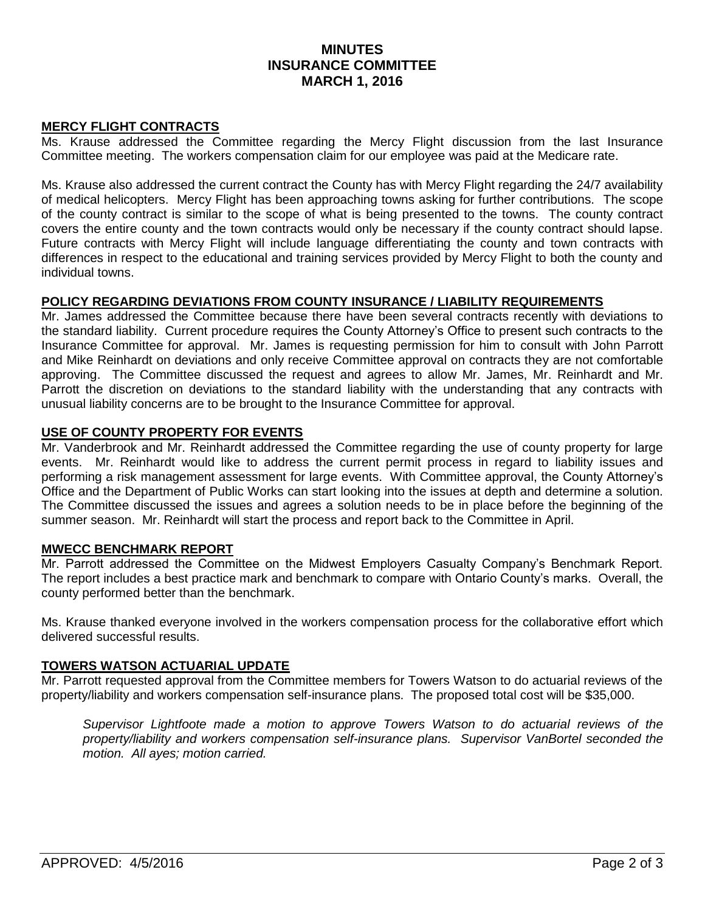# MINUTES
# INSURANCE COMMITTEE
# MARCH 1, 2016

## MERCY FLIGHT CONTRACTS

Ms. Krause addressed the Committee regarding the Mercy Flight discussion from the last Insurance Committee meeting. The workers compensation claim for our employee was paid at the Medicare rate.

Ms. Krause also addressed the current contract the County has with Mercy Flight regarding the 24/7 availability of medical helicopters. Mercy Flight has been approaching towns asking for further contributions. The scope of the county contract is similar to the scope of what is being presented to the towns. The county contract covers the entire county and the town contracts would only be necessary if the county contract should lapse. Future contracts with Mercy Flight will include language differentiating the county and town contracts with differences in respect to the educational and training services provided by Mercy Flight to both the county and individual towns.

## POLICY REGARDING DEVIATIONS FROM COUNTY INSURANCE / LIABILITY REQUIREMENTS

Mr. James addressed the Committee because there have been several contracts recently with deviations to the standard liability. Current procedure requires the County Attorney's Office to present such contracts to the Insurance Committee for approval. Mr. James is requesting permission for him to consult with John Parrott and Mike Reinhardt on deviations and only receive Committee approval on contracts they are not comfortable approving. The Committee discussed the request and agrees to allow Mr. James, Mr. Reinhardt and Mr. Parrott the discretion on deviations to the standard liability with the understanding that any contracts with unusual liability concerns are to be brought to the Insurance Committee for approval.

## USE OF COUNTY PROPERTY FOR EVENTS

Mr. Vanderbrook and Mr. Reinhardt addressed the Committee regarding the use of county property for large events. Mr. Reinhardt would like to address the current permit process in regard to liability issues and performing a risk management assessment for large events. With Committee approval, the County Attorney's Office and the Department of Public Works can start looking into the issues at depth and determine a solution. The Committee discussed the issues and agrees a solution needs to be in place before the beginning of the summer season. Mr. Reinhardt will start the process and report back to the Committee in April.

## MWECC BENCHMARK REPORT

Mr. Parrott addressed the Committee on the Midwest Employers Casualty Company's Benchmark Report. The report includes a best practice mark and benchmark to compare with Ontario County's marks. Overall, the county performed better than the benchmark.

Ms. Krause thanked everyone involved in the workers compensation process for the collaborative effort which delivered successful results.

## TOWERS WATSON ACTUARIAL UPDATE

Mr. Parrott requested approval from the Committee members for Towers Watson to do actuarial reviews of the property/liability and workers compensation self-insurance plans. The proposed total cost will be $35,000.

*Supervisor Lightfoote made a motion to approve Towers Watson to do actuarial reviews of the property/liability and workers compensation self-insurance plans. Supervisor VanBortel seconded the motion. All ayes; motion carried.*

APPROVED: 4/5/2016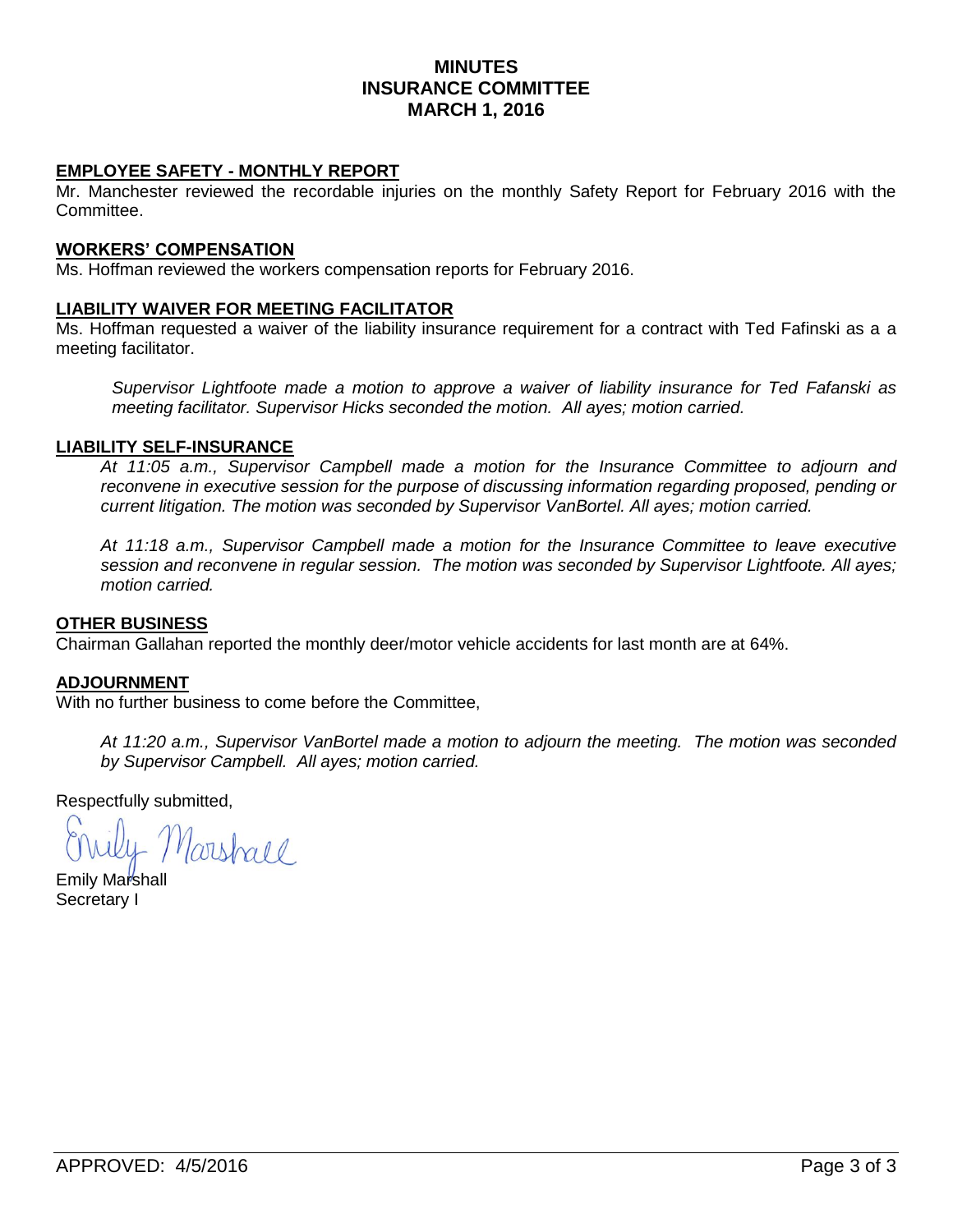# MINUTES
# INSURANCE COMMITTEE
# MARCH 1, 2016

## EMPLOYEE SAFETY - MONTHLY REPORT

Mr. Manchester reviewed the recordable injuries on the monthly Safety Report for February 2016 with the Committee.

## WORKERS' COMPENSATION

Ms. Hoffman reviewed the workers compensation reports for February 2016.

## LIABILITY WAIVER FOR MEETING FACILITATOR

Ms. Hoffman requested a waiver of the liability insurance requirement for a contract with Ted Fafinski as a a meeting facilitator.

> *Supervisor Lightfoote made a motion to approve a waiver of liability insurance for Ted Fafanski as meeting facilitator. Supervisor Hicks seconded the motion. All ayes; motion carried.*

## LIABILITY SELF-INSURANCE

> *At 11:05 a.m., Supervisor Campbell made a motion for the Insurance Committee to adjourn and reconvene in executive session for the purpose of discussing information regarding proposed, pending or current litigation. The motion was seconded by Supervisor VanBortel. All ayes; motion carried.*

> *At 11:18 a.m., Supervisor Campbell made a motion for the Insurance Committee to leave executive session and reconvene in regular session. The motion was seconded by Supervisor Lightfoote. All ayes; motion carried.*

## OTHER BUSINESS

Chairman Gallahan reported the monthly deer/motor vehicle accidents for last month are at 64%.

## ADJOURNMENT

With no further business to come before the Committee,

> *At 11:20 a.m., Supervisor VanBortel made a motion to adjourn the meeting. The motion was seconded by Supervisor Campbell. All ayes; motion carried.*

Respectfully submitted,

Emily Marshall

Emily Marshall
Secretary I

APPROVED: 4/5/2016